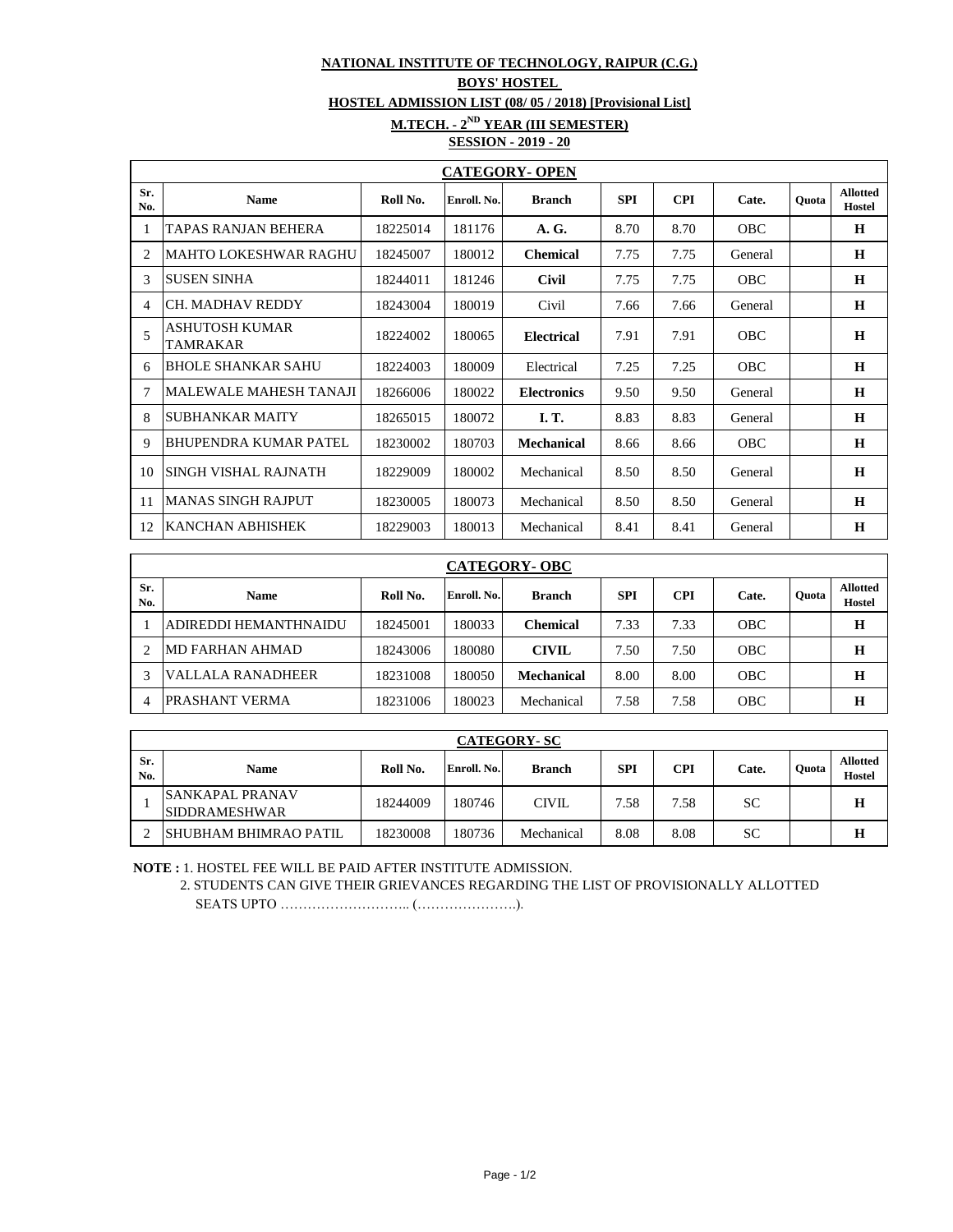**NATIONAL INSTITUTE OF TECHNOLOGY, RAIPUR (C.G.)**

**BOYS' HOSTEL**

**HOSTEL ADMISSION LIST (08/ 05 / 2018) [Provisional List]**

**M.TECH. - 2[ND] YEAR (III SEMESTER)**

**SESSION - 2019 - 20**

**CATEGORY- OPEN**

| Sr. No. | Name | Roll No. | Enroll. No. | Branch | SPI | CPI | Cate. | Quota | Allotted Hostel |
|---|---|---|---|---|---|---|---|---|---|
| 1 | TAPAS RANJAN BEHERA | 18225014 | 181176 | **A. G.** | 8.70 | 8.70 | OBC | | **H** |
| 2 | MAHTO LOKESHWAR RAGHU | 18245007 | 180012 | **Chemical** | 7.75 | 7.75 | General | | **H** |
| 3 | SUSEN SINHA | 18244011 | 181246 | **Civil** | 7.75 | 7.75 | OBC | | **H** |
| 4 | CH. MADHAV REDDY | 18243004 | 180019 | Civil | 7.66 | 7.66 | General | | **H** |
| 5 | ASHUTOSH KUMAR TAMRAKAR | 18224002 | 180065 | **Electrical** | 7.91 | 7.91 | OBC | | **H** |
| 6 | BHOLE SHANKAR SAHU | 18224003 | 180009 | Electrical | 7.25 | 7.25 | OBC | | **H** |
| 7 | MALEWALE MAHESH TANAJI | 18266006 | 180022 | **Electronics** | 9.50 | 9.50 | General | | **H** |
| 8 | SUBHANKAR MAITY | 18265015 | 180072 | **I. T.** | 8.83 | 8.83 | General | | **H** |
| 9 | BHUPENDRA KUMAR PATEL | 18230002 | 180703 | **Mechanical** | 8.66 | 8.66 | OBC | | **H** |
| 10 | SINGH VISHAL RAJNATH | 18229009 | 180002 | Mechanical | 8.50 | 8.50 | General | | **H** |
| 11 | MANAS SINGH RAJPUT | 18230005 | 180073 | Mechanical | 8.50 | 8.50 | General | | **H** |
| 12 | KANCHAN ABHISHEK | 18229003 | 180013 | Mechanical | 8.41 | 8.41 | General | | **H** |

**CATEGORY- OBC**

| Sr. No. | Name | Roll No. | Enroll. No. | Branch | SPI | CPI | Cate. | Quota | Allotted Hostel |
|---|---|---|---|---|---|---|---|---|---|
| 1 | ADIREDDI HEMANTHNAIDU | 18245001 | 180033 | **Chemical** | 7.33 | 7.33 | OBC | | **H** |
| 2 | MD FARHAN AHMAD | 18243006 | 180080 | **CIVIL** | 7.50 | 7.50 | OBC | | **H** |
| 3 | VALLALA RANADHEER | 18231008 | 180050 | **Mechanical** | 8.00 | 8.00 | OBC | | **H** |
| 4 | PRASHANT VERMA | 18231006 | 180023 | Mechanical | 7.58 | 7.58 | OBC | | **H** |

**CATEGORY- SC**

| Sr. No. | Name | Roll No. | Enroll. No. | Branch | SPI | CPI | Cate. | Quota | Allotted Hostel |
|---|---|---|---|---|---|---|---|---|---|
| 1 | SANKAPAL PRANAV SIDDRAMESHWAR | 18244009 | 180746 | CIVIL | 7.58 | 7.58 | SC | | **H** |
| 2 | SHUBHAM BHIMRAO PATIL | 18230008 | 180736 | Mechanical | 8.08 | 8.08 | SC | | **H** |

**NOTE :** 1. HOSTEL FEE WILL BE PAID AFTER INSTITUTE ADMISSION.

2. STUDENTS CAN GIVE THEIR GRIEVANCES REGARDING THE LIST OF PROVISIONALLY ALLOTTED SEATS UPTO ……………………….. (………………….).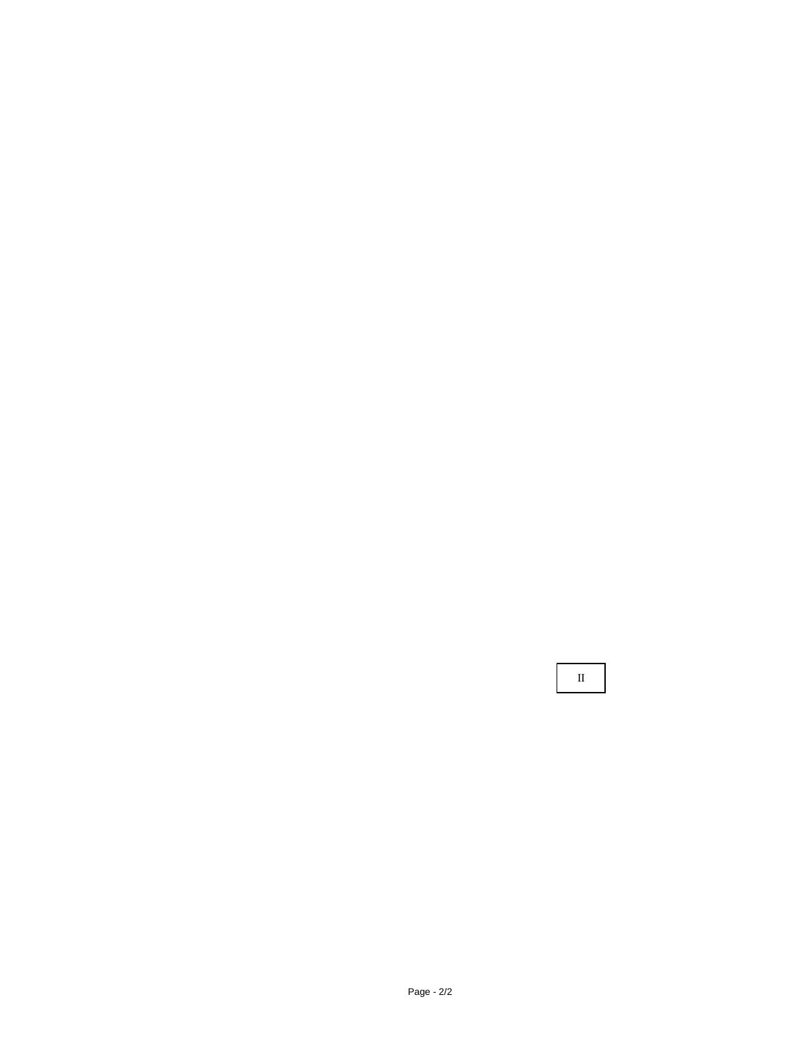II